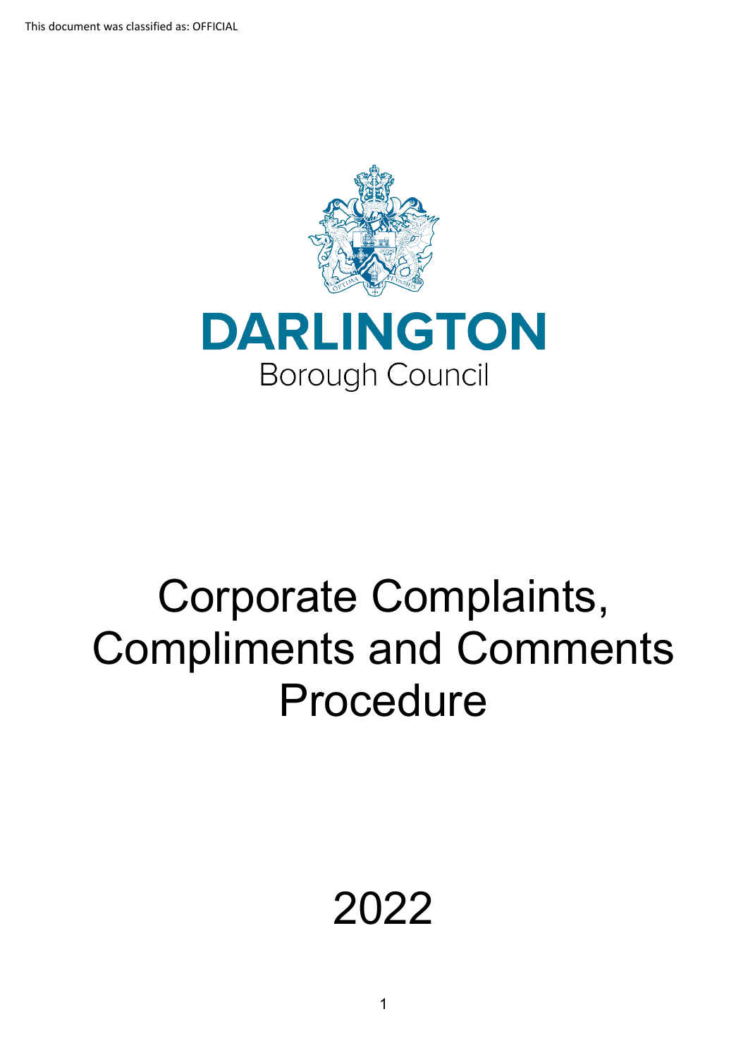This document was classified as: OFFICIAL

DARLINGTON

Borough Council

# Corporate Complaints, Compliments and Comments Procedure

2022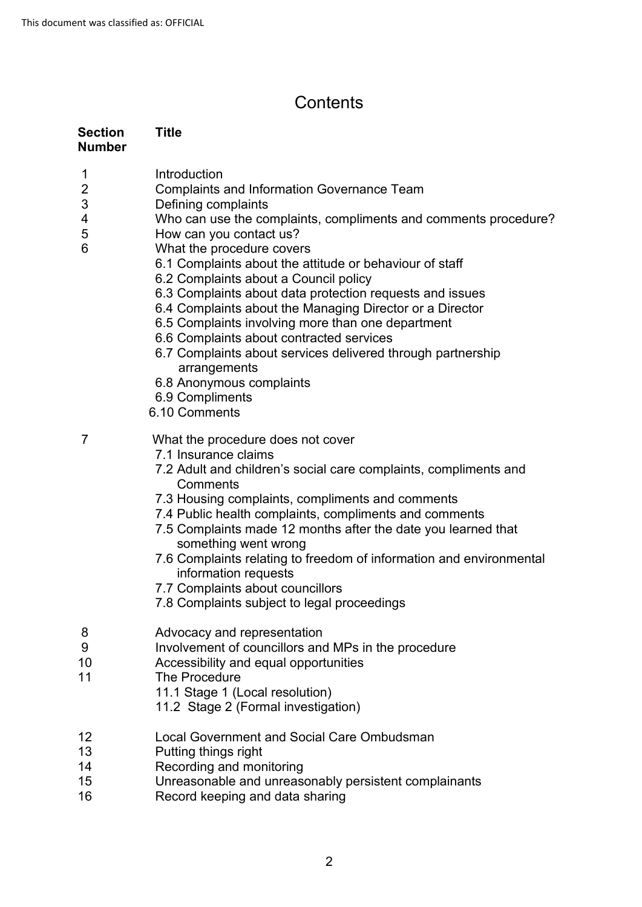# Contents

| Section Number | Title |
| --- | --- |
| 1 | Introduction |
| 2 | Complaints and Information Governance Team |
| 3 | Defining complaints |
| 4 | Who can use the complaints, compliments and comments procedure? |
| 5 | How can you contact us? |
| 6 | What the procedure covers |
| | 6.1 Complaints about the attitude or behaviour of staff |
| | 6.2 Complaints about a Council policy |
| | 6.3 Complaints about data protection requests and issues |
| | 6.4 Complaints about the Managing Director or a Director |
| | 6.5 Complaints involving more than one department |
| | 6.6 Complaints about contracted services |
| | 6.7 Complaints about services delivered through partnership arrangements |
| | 6.8 Anonymous complaints |
| | 6.9 Compliments |
| | 6.10 Comments |
| 7 | What the procedure does not cover |
| | 7.1 Insurance claims |
| | 7.2 Adult and children's social care complaints, compliments and Comments |
| | 7.3 Housing complaints, compliments and comments |
| | 7.4 Public health complaints, compliments and comments |
| | 7.5 Complaints made 12 months after the date you learned that something went wrong |
| | 7.6 Complaints relating to freedom of information and environmental information requests |
| | 7.7 Complaints about councillors |
| | 7.8 Complaints subject to legal proceedings |
| 8 | Advocacy and representation |
| 9 | Involvement of councillors and MPs in the procedure |
| 10 | Accessibility and equal opportunities |
| 11 | The Procedure |
| | 11.1 Stage 1 (Local resolution) |
| | 11.2 Stage 2 (Formal investigation) |
| 12 | Local Government and Social Care Ombudsman |
| 13 | Putting things right |
| 14 | Recording and monitoring |
| 15 | Unreasonable and unreasonably persistent complainants |
| 16 | Record keeping and data sharing |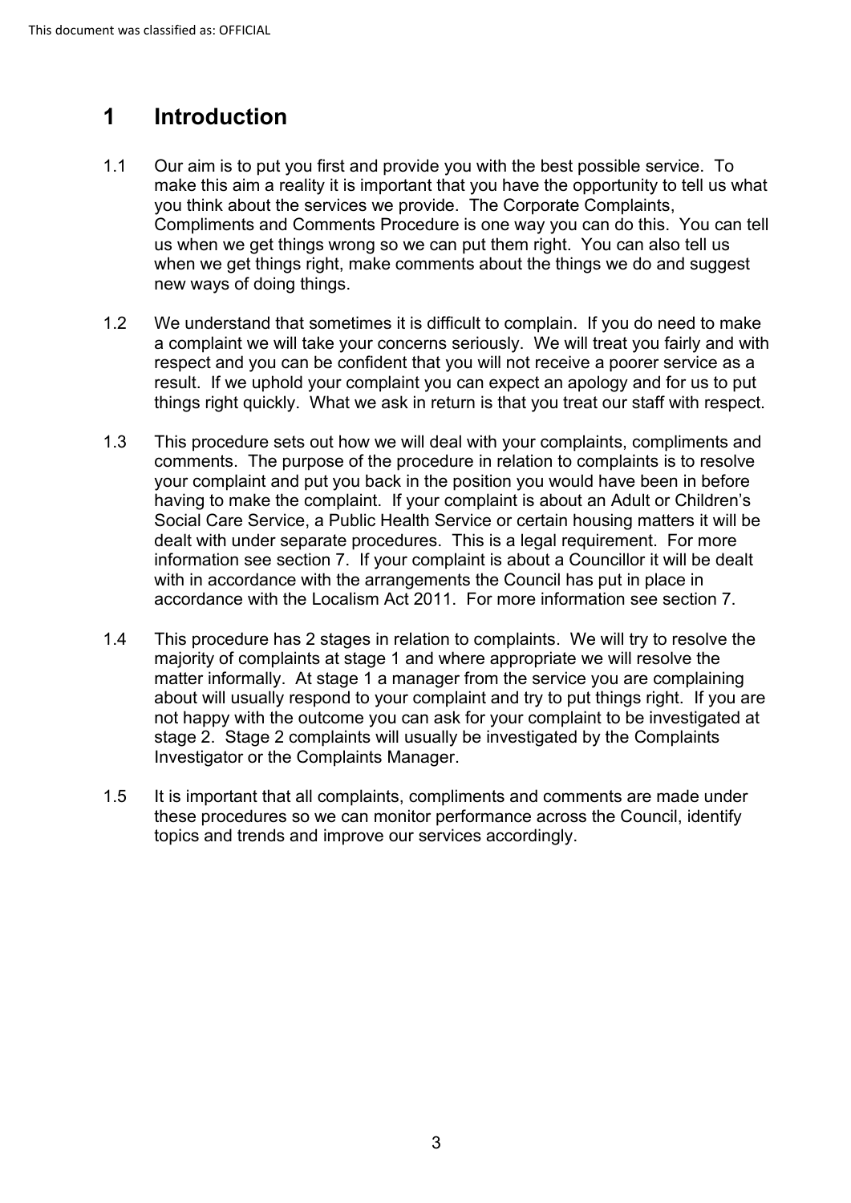# 1 Introduction

1.1 Our aim is to put you first and provide you with the best possible service. To make this aim a reality it is important that you have the opportunity to tell us what you think about the services we provide. The Corporate Complaints, Compliments and Comments Procedure is one way you can do this. You can tell us when we get things wrong so we can put them right. You can also tell us when we get things right, make comments about the things we do and suggest new ways of doing things.

1.2 We understand that sometimes it is difficult to complain. If you do need to make a complaint we will take your concerns seriously. We will treat you fairly and with respect and you can be confident that you will not receive a poorer service as a result. If we uphold your complaint you can expect an apology and for us to put things right quickly. What we ask in return is that you treat our staff with respect.

1.3 This procedure sets out how we will deal with your complaints, compliments and comments. The purpose of the procedure in relation to complaints is to resolve your complaint and put you back in the position you would have been in before having to make the complaint. If your complaint is about an Adult or Children's Social Care Service, a Public Health Service or certain housing matters it will be dealt with under separate procedures. This is a legal requirement. For more information see section 7. If your complaint is about a Councillor it will be dealt with in accordance with the arrangements the Council has put in place in accordance with the Localism Act 2011. For more information see section 7.

1.4 This procedure has 2 stages in relation to complaints. We will try to resolve the majority of complaints at stage 1 and where appropriate we will resolve the matter informally. At stage 1 a manager from the service you are complaining about will usually respond to your complaint and try to put things right. If you are not happy with the outcome you can ask for your complaint to be investigated at stage 2. Stage 2 complaints will usually be investigated by the Complaints Investigator or the Complaints Manager.

1.5 It is important that all complaints, compliments and comments are made under these procedures so we can monitor performance across the Council, identify topics and trends and improve our services accordingly.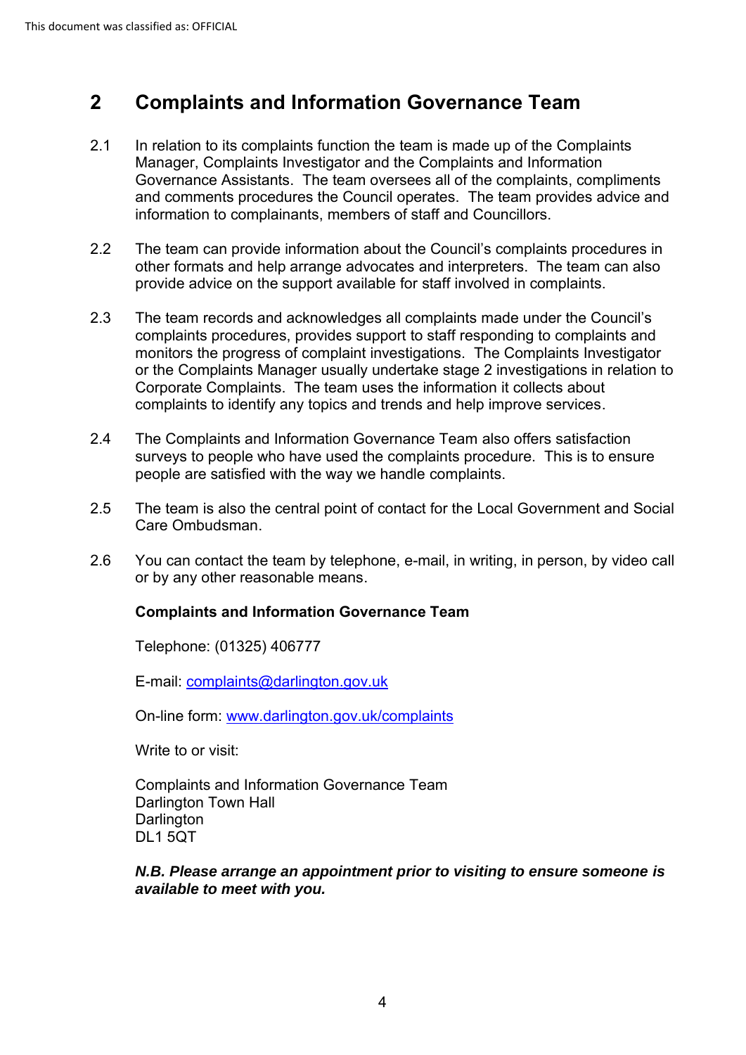## 2 Complaints and Information Governance Team

2.1 In relation to its complaints function the team is made up of the Complaints Manager, Complaints Investigator and the Complaints and Information Governance Assistants. The team oversees all of the complaints, compliments and comments procedures the Council operates. The team provides advice and information to complainants, members of staff and Councillors.

2.2 The team can provide information about the Council's complaints procedures in other formats and help arrange advocates and interpreters. The team can also provide advice on the support available for staff involved in complaints.

2.3 The team records and acknowledges all complaints made under the Council's complaints procedures, provides support to staff responding to complaints and monitors the progress of complaint investigations. The Complaints Investigator or the Complaints Manager usually undertake stage 2 investigations in relation to Corporate Complaints. The team uses the information it collects about complaints to identify any topics and trends and help improve services.

2.4 The Complaints and Information Governance Team also offers satisfaction surveys to people who have used the complaints procedure. This is to ensure people are satisfied with the way we handle complaints.

2.5 The team is also the central point of contact for the Local Government and Social Care Ombudsman.

2.6 You can contact the team by telephone, e-mail, in writing, in person, by video call or by any other reasonable means.

**Complaints and Information Governance Team**

Telephone: (01325) 406777

E-mail: complaints@darlington.gov.uk

On-line form: www.darlington.gov.uk/complaints

Write to or visit:

Complaints and Information Governance Team
Darlington Town Hall
Darlington
DL1 5QT

***N.B. Please arrange an appointment prior to visiting to ensure someone is available to meet with you.***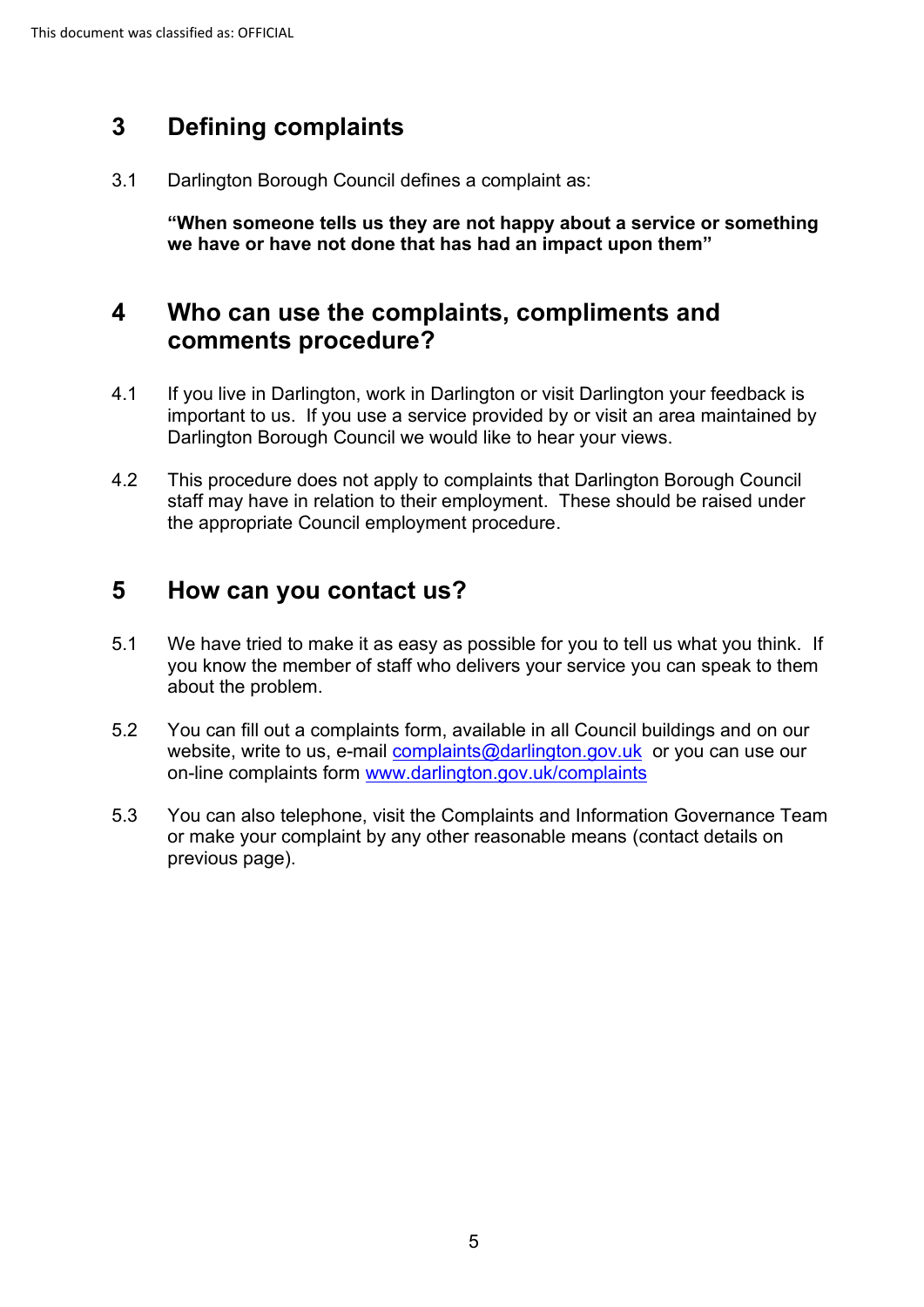## 3 Defining complaints

3.1 Darlington Borough Council defines a complaint as:

**"When someone tells us they are not happy about a service or something we have or have not done that has had an impact upon them"**

## 4 Who can use the complaints, compliments and comments procedure?

4.1 If you live in Darlington, work in Darlington or visit Darlington your feedback is important to us. If you use a service provided by or visit an area maintained by Darlington Borough Council we would like to hear your views.

4.2 This procedure does not apply to complaints that Darlington Borough Council staff may have in relation to their employment. These should be raised under the appropriate Council employment procedure.

## 5 How can you contact us?

5.1 We have tried to make it as easy as possible for you to tell us what you think. If you know the member of staff who delivers your service you can speak to them about the problem.

5.2 You can fill out a complaints form, available in all Council buildings and on our website, write to us, e-mail complaints@darlington.gov.uk or you can use our on-line complaints form www.darlington.gov.uk/complaints

5.3 You can also telephone, visit the Complaints and Information Governance Team or make your complaint by any other reasonable means (contact details on previous page).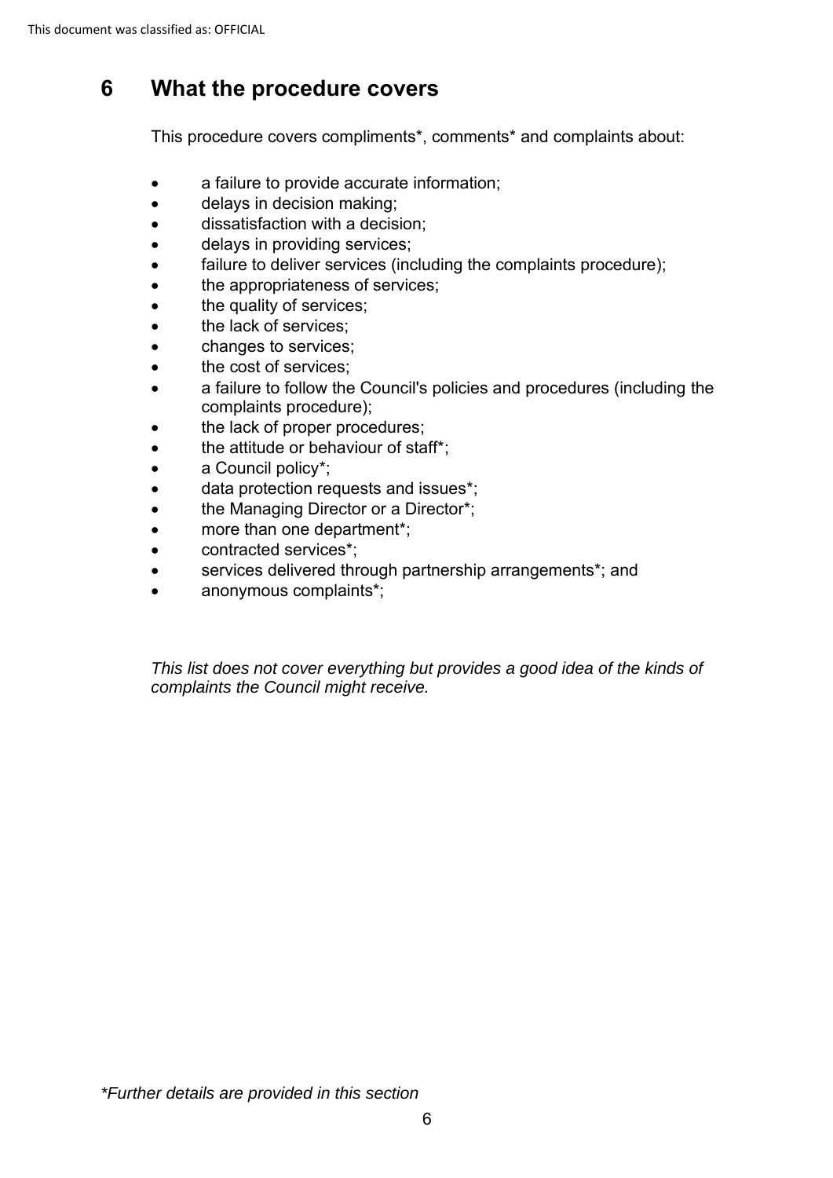# 6 What the procedure covers

This procedure covers compliments*, comments* and complaints about:

- a failure to provide accurate information;
- delays in decision making;
- dissatisfaction with a decision;
- delays in providing services;
- failure to deliver services (including the complaints procedure);
- the appropriateness of services;
- the quality of services;
- the lack of services;
- changes to services;
- the cost of services;
- a failure to follow the Council's policies and procedures (including the complaints procedure);
- the lack of proper procedures;
- the attitude or behaviour of staff*;
- a Council policy*;
- data protection requests and issues*;
- the Managing Director or a Director*;
- more than one department*;
- contracted services*;
- services delivered through partnership arrangements*; and
- anonymous complaints*;

*This list does not cover everything but provides a good idea of the kinds of complaints the Council might receive.*

*\*Further details are provided in this section*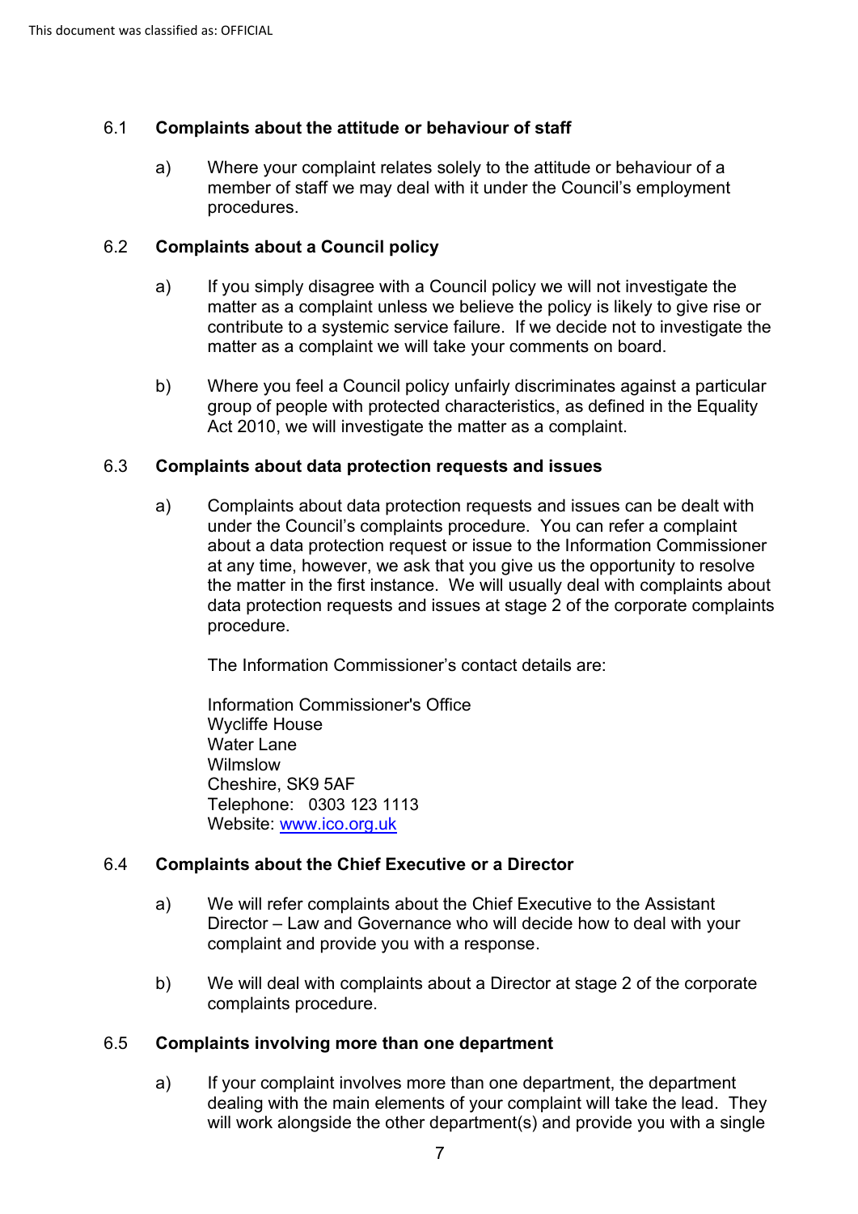### 6.1 Complaints about the attitude or behaviour of staff

a) Where your complaint relates solely to the attitude or behaviour of a member of staff we may deal with it under the Council's employment procedures.

### 6.2 Complaints about a Council policy

a) If you simply disagree with a Council policy we will not investigate the matter as a complaint unless we believe the policy is likely to give rise or contribute to a systemic service failure. If we decide not to investigate the matter as a complaint we will take your comments on board.

b) Where you feel a Council policy unfairly discriminates against a particular group of people with protected characteristics, as defined in the Equality Act 2010, we will investigate the matter as a complaint.

### 6.3 Complaints about data protection requests and issues

a) Complaints about data protection requests and issues can be dealt with under the Council's complaints procedure. You can refer a complaint about a data protection request or issue to the Information Commissioner at any time, however, we ask that you give us the opportunity to resolve the matter in the first instance. We will usually deal with complaints about data protection requests and issues at stage 2 of the corporate complaints procedure.

The Information Commissioner's contact details are:

Information Commissioner's Office
Wycliffe House
Water Lane
Wilmslow
Cheshire, SK9 5AF
Telephone: 0303 123 1113
Website: [www.ico.org.uk](www.ico.org.uk)

### 6.4 Complaints about the Chief Executive or a Director

a) We will refer complaints about the Chief Executive to the Assistant Director – Law and Governance who will decide how to deal with your complaint and provide you with a response.

b) We will deal with complaints about a Director at stage 2 of the corporate complaints procedure.

### 6.5 Complaints involving more than one department

a) If your complaint involves more than one department, the department dealing with the main elements of your complaint will take the lead. They will work alongside the other department(s) and provide you with a single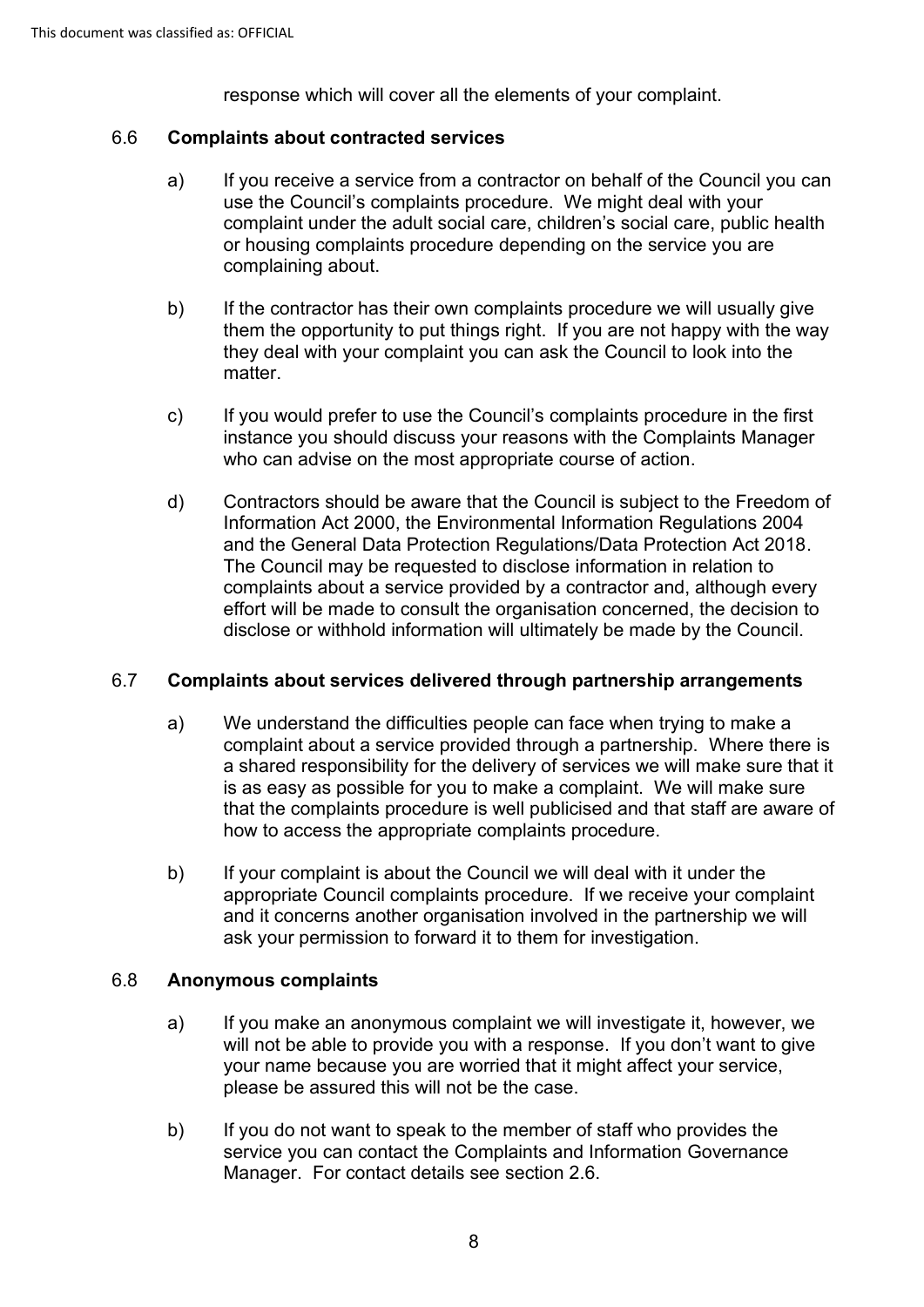response which will cover all the elements of your complaint.

### 6.6 Complaints about contracted services

a) If you receive a service from a contractor on behalf of the Council you can use the Council's complaints procedure. We might deal with your complaint under the adult social care, children's social care, public health or housing complaints procedure depending on the service you are complaining about.

b) If the contractor has their own complaints procedure we will usually give them the opportunity to put things right. If you are not happy with the way they deal with your complaint you can ask the Council to look into the matter.

c) If you would prefer to use the Council's complaints procedure in the first instance you should discuss your reasons with the Complaints Manager who can advise on the most appropriate course of action.

d) Contractors should be aware that the Council is subject to the Freedom of Information Act 2000, the Environmental Information Regulations 2004 and the General Data Protection Regulations/Data Protection Act 2018. The Council may be requested to disclose information in relation to complaints about a service provided by a contractor and, although every effort will be made to consult the organisation concerned, the decision to disclose or withhold information will ultimately be made by the Council.

### 6.7 Complaints about services delivered through partnership arrangements

a) We understand the difficulties people can face when trying to make a complaint about a service provided through a partnership. Where there is a shared responsibility for the delivery of services we will make sure that it is as easy as possible for you to make a complaint. We will make sure that the complaints procedure is well publicised and that staff are aware of how to access the appropriate complaints procedure.

b) If your complaint is about the Council we will deal with it under the appropriate Council complaints procedure. If we receive your complaint and it concerns another organisation involved in the partnership we will ask your permission to forward it to them for investigation.

### 6.8 Anonymous complaints

a) If you make an anonymous complaint we will investigate it, however, we will not be able to provide you with a response. If you don't want to give your name because you are worried that it might affect your service, please be assured this will not be the case.

b) If you do not want to speak to the member of staff who provides the service you can contact the Complaints and Information Governance Manager. For contact details see section 2.6.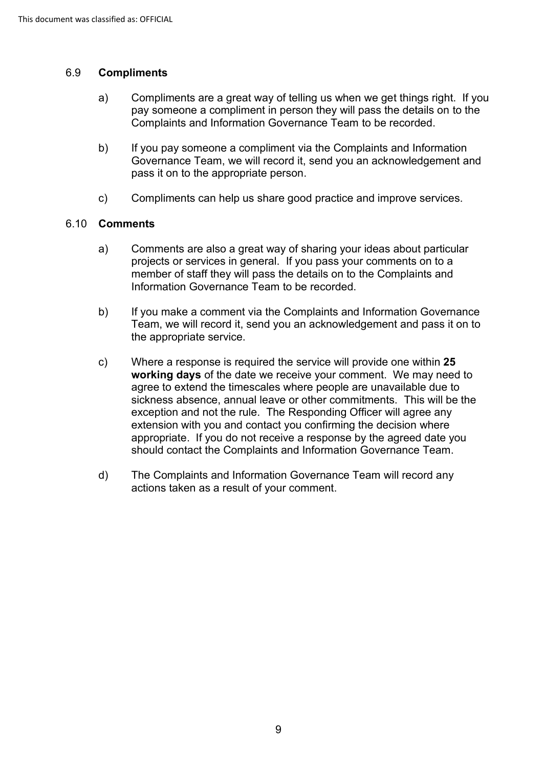## 6.9 **Compliments**

a) Compliments are a great way of telling us when we get things right. If you pay someone a compliment in person they will pass the details on to the Complaints and Information Governance Team to be recorded.

b) If you pay someone a compliment via the Complaints and Information Governance Team, we will record it, send you an acknowledgement and pass it on to the appropriate person.

c) Compliments can help us share good practice and improve services.

## 6.10 **Comments**

a) Comments are also a great way of sharing your ideas about particular projects or services in general. If you pass your comments on to a member of staff they will pass the details on to the Complaints and Information Governance Team to be recorded.

b) If you make a comment via the Complaints and Information Governance Team, we will record it, send you an acknowledgement and pass it on to the appropriate service.

c) Where a response is required the service will provide one within **25 working days** of the date we receive your comment. We may need to agree to extend the timescales where people are unavailable due to sickness absence, annual leave or other commitments. This will be the exception and not the rule. The Responding Officer will agree any extension with you and contact you confirming the decision where appropriate. If you do not receive a response by the agreed date you should contact the Complaints and Information Governance Team.

d) The Complaints and Information Governance Team will record any actions taken as a result of your comment.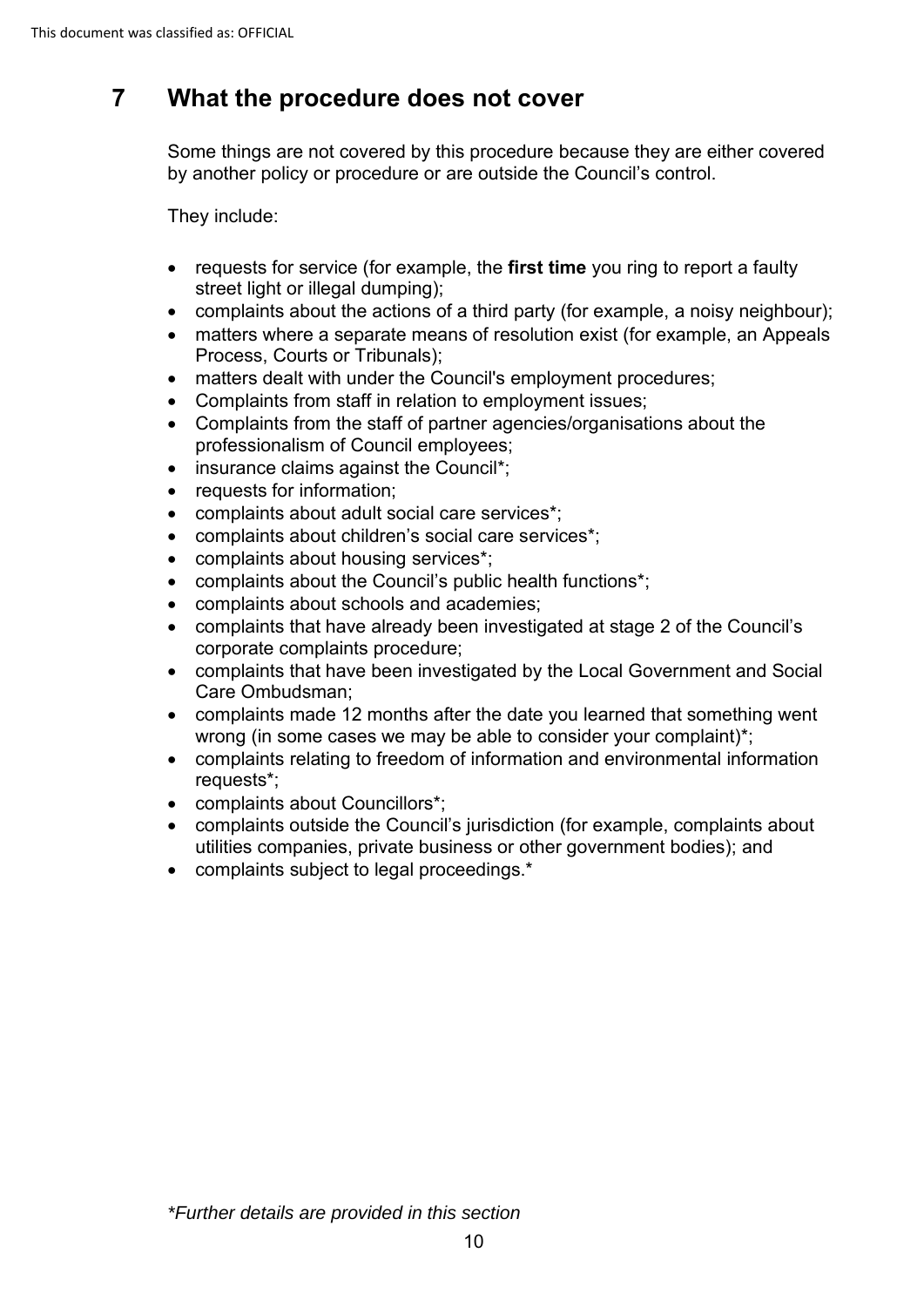## 7 What the procedure does not cover

Some things are not covered by this procedure because they are either covered by another policy or procedure or are outside the Council's control.

They include:

- requests for service (for example, the **first time** you ring to report a faulty street light or illegal dumping);
- complaints about the actions of a third party (for example, a noisy neighbour);
- matters where a separate means of resolution exist (for example, an Appeals Process, Courts or Tribunals);
- matters dealt with under the Council's employment procedures;
- Complaints from staff in relation to employment issues;
- Complaints from the staff of partner agencies/organisations about the professionalism of Council employees;
- insurance claims against the Council*;
- requests for information;
- complaints about adult social care services*;
- complaints about children's social care services*;
- complaints about housing services*;
- complaints about the Council's public health functions*;
- complaints about schools and academies;
- complaints that have already been investigated at stage 2 of the Council's corporate complaints procedure;
- complaints that have been investigated by the Local Government and Social Care Ombudsman;
- complaints made 12 months after the date you learned that something went wrong (in some cases we may be able to consider your complaint)*;
- complaints relating to freedom of information and environmental information requests*;
- complaints about Councillors*;
- complaints outside the Council's jurisdiction (for example, complaints about utilities companies, private business or other government bodies); and
- complaints subject to legal proceedings.*

*\*Further details are provided in this section*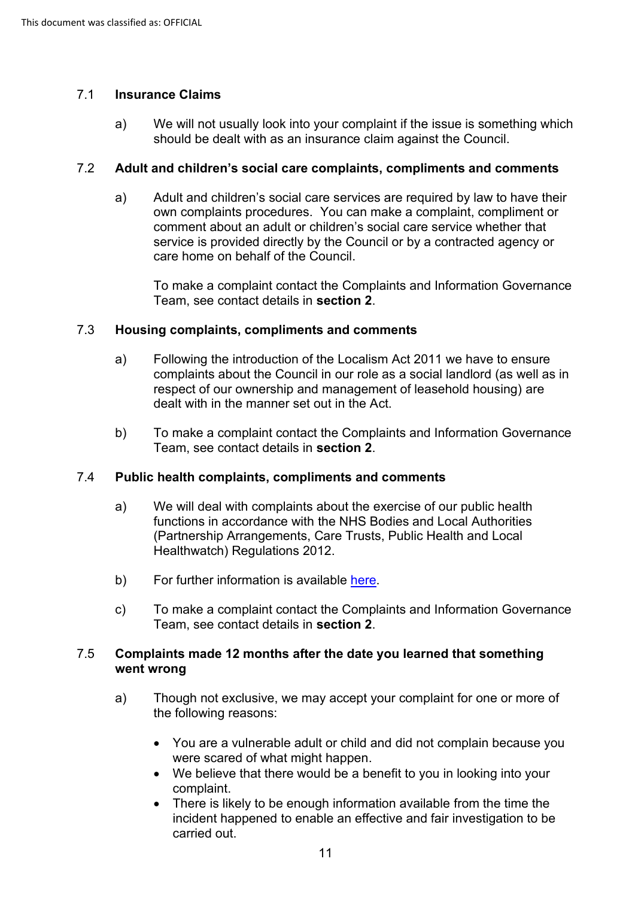### 7.1 **Insurance Claims**

a) We will not usually look into your complaint if the issue is something which should be dealt with as an insurance claim against the Council.

### 7.2 **Adult and children's social care complaints, compliments and comments**

a) Adult and children's social care services are required by law to have their own complaints procedures. You can make a complaint, compliment or comment about an adult or children's social care service whether that service is provided directly by the Council or by a contracted agency or care home on behalf of the Council.

To make a complaint contact the Complaints and Information Governance Team, see contact details in **section 2**.

### 7.3 **Housing complaints, compliments and comments**

a) Following the introduction of the Localism Act 2011 we have to ensure complaints about the Council in our role as a social landlord (as well as in respect of our ownership and management of leasehold housing) are dealt with in the manner set out in the Act.

b) To make a complaint contact the Complaints and Information Governance Team, see contact details in **section 2**.

### 7.4 **Public health complaints, compliments and comments**

a) We will deal with complaints about the exercise of our public health functions in accordance with the NHS Bodies and Local Authorities (Partnership Arrangements, Care Trusts, Public Health and Local Healthwatch) Regulations 2012.

b) For further information is available here.

c) To make a complaint contact the Complaints and Information Governance Team, see contact details in **section 2**.

### 7.5 **Complaints made 12 months after the date you learned that something went wrong**

a) Though not exclusive, we may accept your complaint for one or more of the following reasons:

- You are a vulnerable adult or child and did not complain because you were scared of what might happen.
- We believe that there would be a benefit to you in looking into your complaint.
- There is likely to be enough information available from the time the incident happened to enable an effective and fair investigation to be carried out.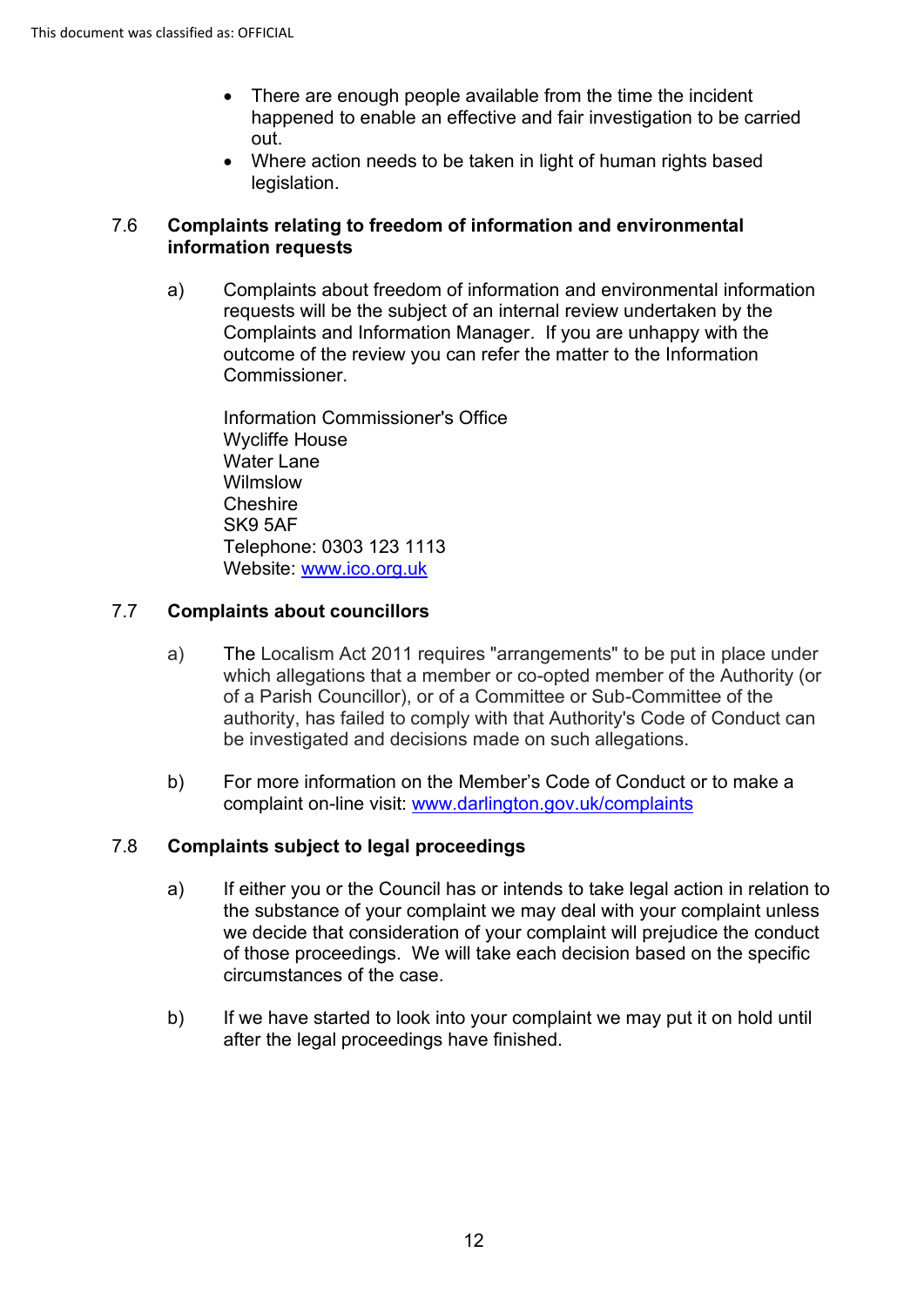- There are enough people available from the time the incident happened to enable an effective and fair investigation to be carried out.
- Where action needs to be taken in light of human rights based legislation.

### 7.6 Complaints relating to freedom of information and environmental information requests

a) Complaints about freedom of information and environmental information requests will be the subject of an internal review undertaken by the Complaints and Information Manager. If you are unhappy with the outcome of the review you can refer the matter to the Information Commissioner.

Information Commissioner's Office
Wycliffe House
Water Lane
Wilmslow
Cheshire
SK9 5AF
Telephone: 0303 123 1113
Website: www.ico.org.uk

### 7.7 Complaints about councillors

a) The Localism Act 2011 requires "arrangements" to be put in place under which allegations that a member or co-opted member of the Authority (or of a Parish Councillor), or of a Committee or Sub-Committee of the authority, has failed to comply with that Authority's Code of Conduct can be investigated and decisions made on such allegations.

b) For more information on the Member's Code of Conduct or to make a complaint on-line visit: www.darlington.gov.uk/complaints

### 7.8 Complaints subject to legal proceedings

a) If either you or the Council has or intends to take legal action in relation to the substance of your complaint we may deal with your complaint unless we decide that consideration of your complaint will prejudice the conduct of those proceedings. We will take each decision based on the specific circumstances of the case.

b) If we have started to look into your complaint we may put it on hold until after the legal proceedings have finished.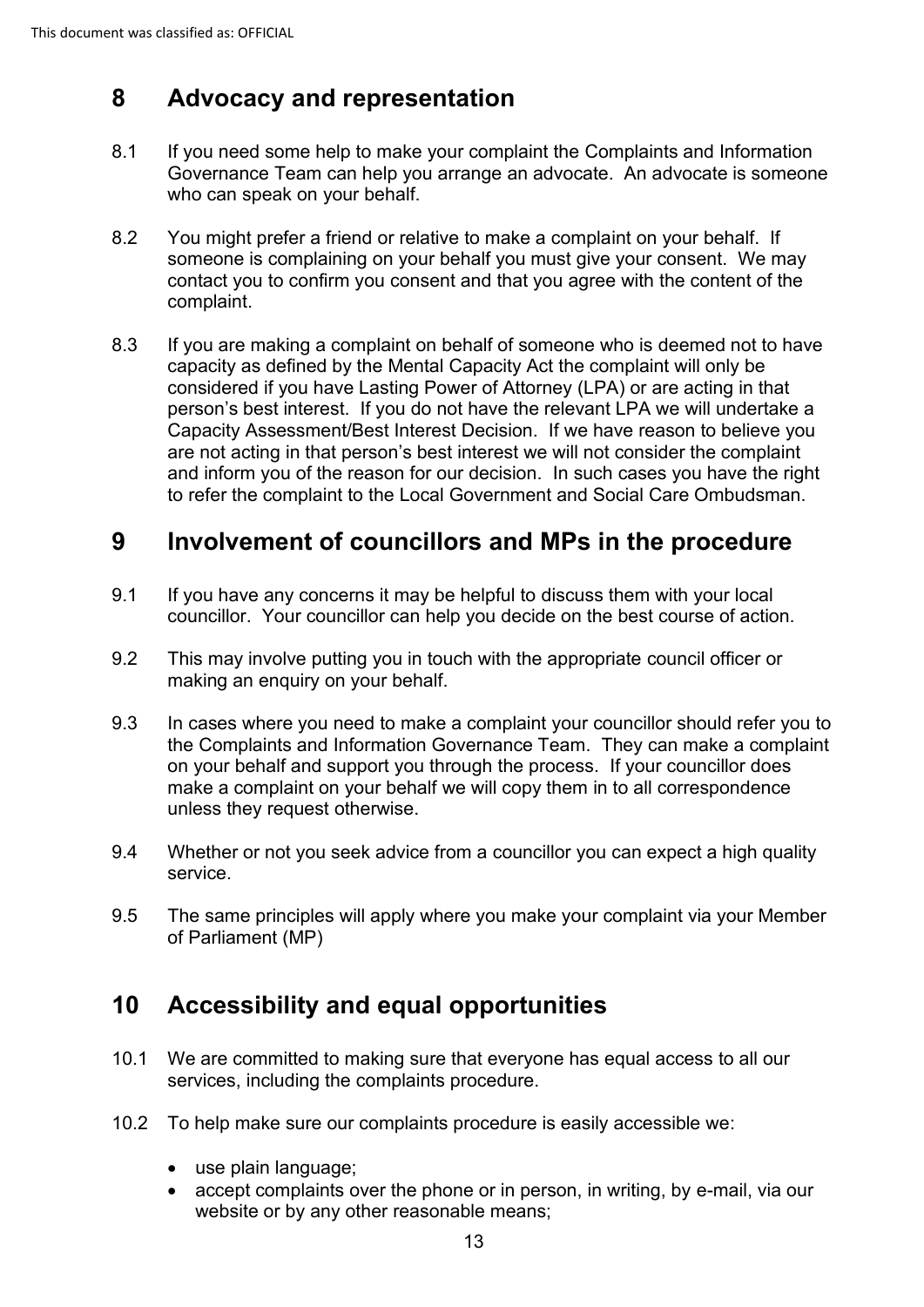## 8 Advocacy and representation

8.1 If you need some help to make your complaint the Complaints and Information Governance Team can help you arrange an advocate. An advocate is someone who can speak on your behalf.

8.2 You might prefer a friend or relative to make a complaint on your behalf. If someone is complaining on your behalf you must give your consent. We may contact you to confirm you consent and that you agree with the content of the complaint.

8.3 If you are making a complaint on behalf of someone who is deemed not to have capacity as defined by the Mental Capacity Act the complaint will only be considered if you have Lasting Power of Attorney (LPA) or are acting in that person's best interest. If you do not have the relevant LPA we will undertake a Capacity Assessment/Best Interest Decision. If we have reason to believe you are not acting in that person's best interest we will not consider the complaint and inform you of the reason for our decision. In such cases you have the right to refer the complaint to the Local Government and Social Care Ombudsman.

## 9 Involvement of councillors and MPs in the procedure

9.1 If you have any concerns it may be helpful to discuss them with your local councillor. Your councillor can help you decide on the best course of action.

9.2 This may involve putting you in touch with the appropriate council officer or making an enquiry on your behalf.

9.3 In cases where you need to make a complaint your councillor should refer you to the Complaints and Information Governance Team. They can make a complaint on your behalf and support you through the process. If your councillor does make a complaint on your behalf we will copy them in to all correspondence unless they request otherwise.

9.4 Whether or not you seek advice from a councillor you can expect a high quality service.

9.5 The same principles will apply where you make your complaint via your Member of Parliament (MP)

## 10 Accessibility and equal opportunities

10.1 We are committed to making sure that everyone has equal access to all our services, including the complaints procedure.

10.2 To help make sure our complaints procedure is easily accessible we:

- use plain language;
- accept complaints over the phone or in person, in writing, by e-mail, via our website or by any other reasonable means;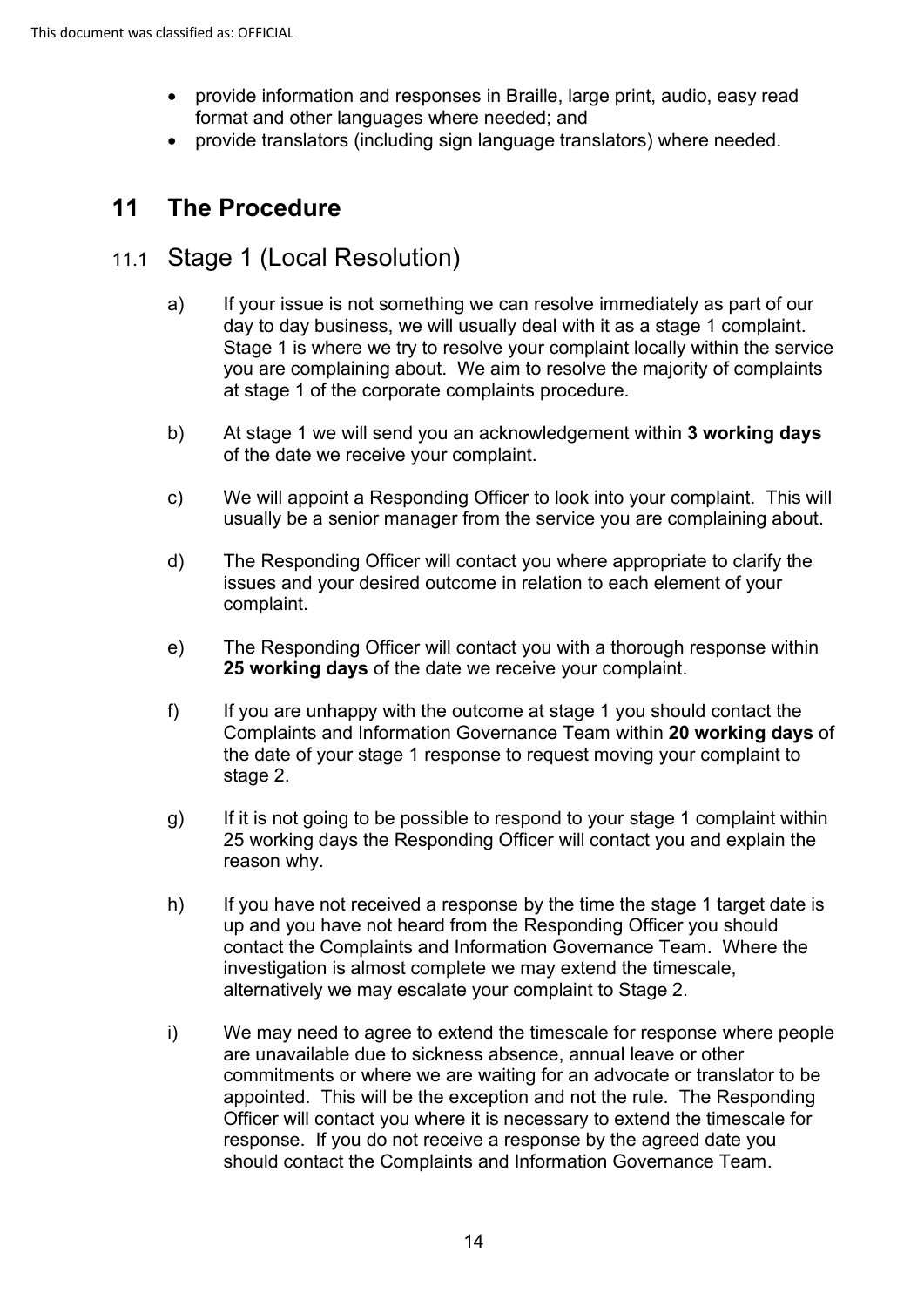- provide information and responses in Braille, large print, audio, easy read format and other languages where needed; and
- provide translators (including sign language translators) where needed.

# 11 The Procedure

## 11.1 Stage 1 (Local Resolution)

a) If your issue is not something we can resolve immediately as part of our day to day business, we will usually deal with it as a stage 1 complaint. Stage 1 is where we try to resolve your complaint locally within the service you are complaining about. We aim to resolve the majority of complaints at stage 1 of the corporate complaints procedure.

b) At stage 1 we will send you an acknowledgement within **3 working days** of the date we receive your complaint.

c) We will appoint a Responding Officer to look into your complaint. This will usually be a senior manager from the service you are complaining about.

d) The Responding Officer will contact you where appropriate to clarify the issues and your desired outcome in relation to each element of your complaint.

e) The Responding Officer will contact you with a thorough response within **25 working days** of the date we receive your complaint.

f) If you are unhappy with the outcome at stage 1 you should contact the Complaints and Information Governance Team within **20 working days** of the date of your stage 1 response to request moving your complaint to stage 2.

g) If it is not going to be possible to respond to your stage 1 complaint within 25 working days the Responding Officer will contact you and explain the reason why.

h) If you have not received a response by the time the stage 1 target date is up and you have not heard from the Responding Officer you should contact the Complaints and Information Governance Team. Where the investigation is almost complete we may extend the timescale, alternatively we may escalate your complaint to Stage 2.

i) We may need to agree to extend the timescale for response where people are unavailable due to sickness absence, annual leave or other commitments or where we are waiting for an advocate or translator to be appointed. This will be the exception and not the rule. The Responding Officer will contact you where it is necessary to extend the timescale for response. If you do not receive a response by the agreed date you should contact the Complaints and Information Governance Team.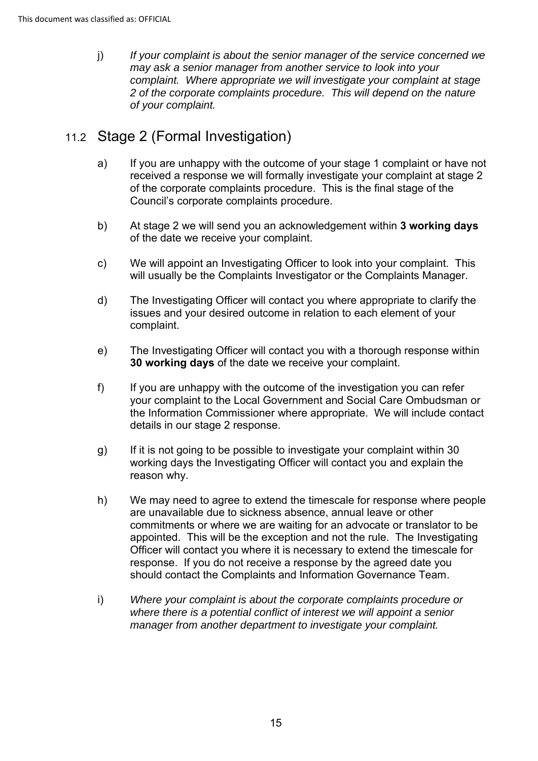j) *If your complaint is about the senior manager of the service concerned we may ask a senior manager from another service to look into your complaint. Where appropriate we will investigate your complaint at stage 2 of the corporate complaints procedure. This will depend on the nature of your complaint.*

## 11.2 Stage 2 (Formal Investigation)

a) If you are unhappy with the outcome of your stage 1 complaint or have not received a response we will formally investigate your complaint at stage 2 of the corporate complaints procedure. This is the final stage of the Council's corporate complaints procedure.

b) At stage 2 we will send you an acknowledgement within **3 working days** of the date we receive your complaint.

c) We will appoint an Investigating Officer to look into your complaint. This will usually be the Complaints Investigator or the Complaints Manager.

d) The Investigating Officer will contact you where appropriate to clarify the issues and your desired outcome in relation to each element of your complaint.

e) The Investigating Officer will contact you with a thorough response within **30 working days** of the date we receive your complaint.

f) If you are unhappy with the outcome of the investigation you can refer your complaint to the Local Government and Social Care Ombudsman or the Information Commissioner where appropriate. We will include contact details in our stage 2 response.

g) If it is not going to be possible to investigate your complaint within 30 working days the Investigating Officer will contact you and explain the reason why.

h) We may need to agree to extend the timescale for response where people are unavailable due to sickness absence, annual leave or other commitments or where we are waiting for an advocate or translator to be appointed. This will be the exception and not the rule. The Investigating Officer will contact you where it is necessary to extend the timescale for response. If you do not receive a response by the agreed date you should contact the Complaints and Information Governance Team.

i) *Where your complaint is about the corporate complaints procedure or where there is a potential conflict of interest we will appoint a senior manager from another department to investigate your complaint.*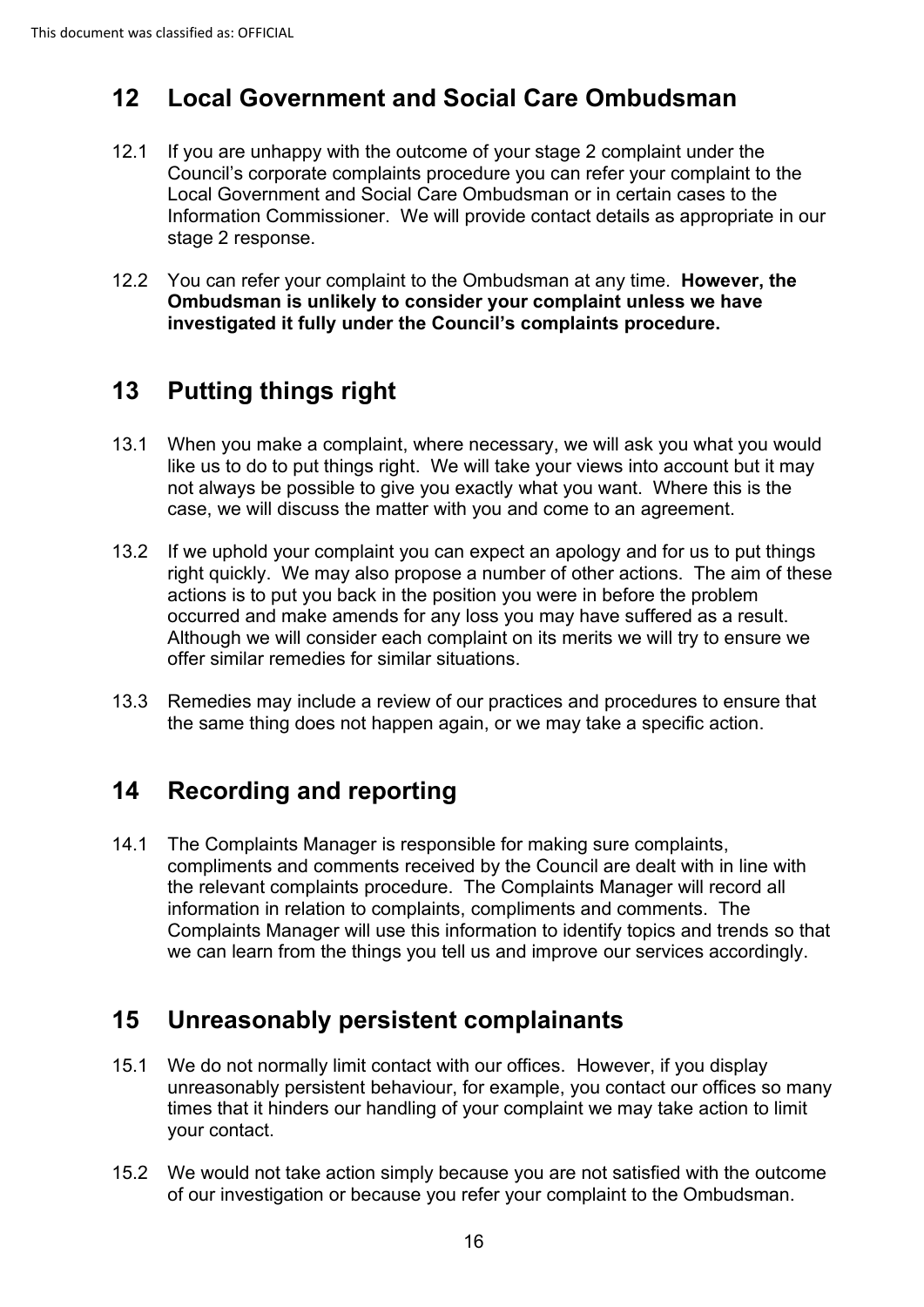## 12 Local Government and Social Care Ombudsman

12.1 If you are unhappy with the outcome of your stage 2 complaint under the Council's corporate complaints procedure you can refer your complaint to the Local Government and Social Care Ombudsman or in certain cases to the Information Commissioner. We will provide contact details as appropriate in our stage 2 response.

12.2 You can refer your complaint to the Ombudsman at any time. **However, the Ombudsman is unlikely to consider your complaint unless we have investigated it fully under the Council's complaints procedure.**

## 13 Putting things right

13.1 When you make a complaint, where necessary, we will ask you what you would like us to do to put things right. We will take your views into account but it may not always be possible to give you exactly what you want. Where this is the case, we will discuss the matter with you and come to an agreement.

13.2 If we uphold your complaint you can expect an apology and for us to put things right quickly. We may also propose a number of other actions. The aim of these actions is to put you back in the position you were in before the problem occurred and make amends for any loss you may have suffered as a result. Although we will consider each complaint on its merits we will try to ensure we offer similar remedies for similar situations.

13.3 Remedies may include a review of our practices and procedures to ensure that the same thing does not happen again, or we may take a specific action.

## 14 Recording and reporting

14.1 The Complaints Manager is responsible for making sure complaints, compliments and comments received by the Council are dealt with in line with the relevant complaints procedure. The Complaints Manager will record all information in relation to complaints, compliments and comments. The Complaints Manager will use this information to identify topics and trends so that we can learn from the things you tell us and improve our services accordingly.

## 15 Unreasonably persistent complainants

15.1 We do not normally limit contact with our offices. However, if you display unreasonably persistent behaviour, for example, you contact our offices so many times that it hinders our handling of your complaint we may take action to limit your contact.

15.2 We would not take action simply because you are not satisfied with the outcome of our investigation or because you refer your complaint to the Ombudsman.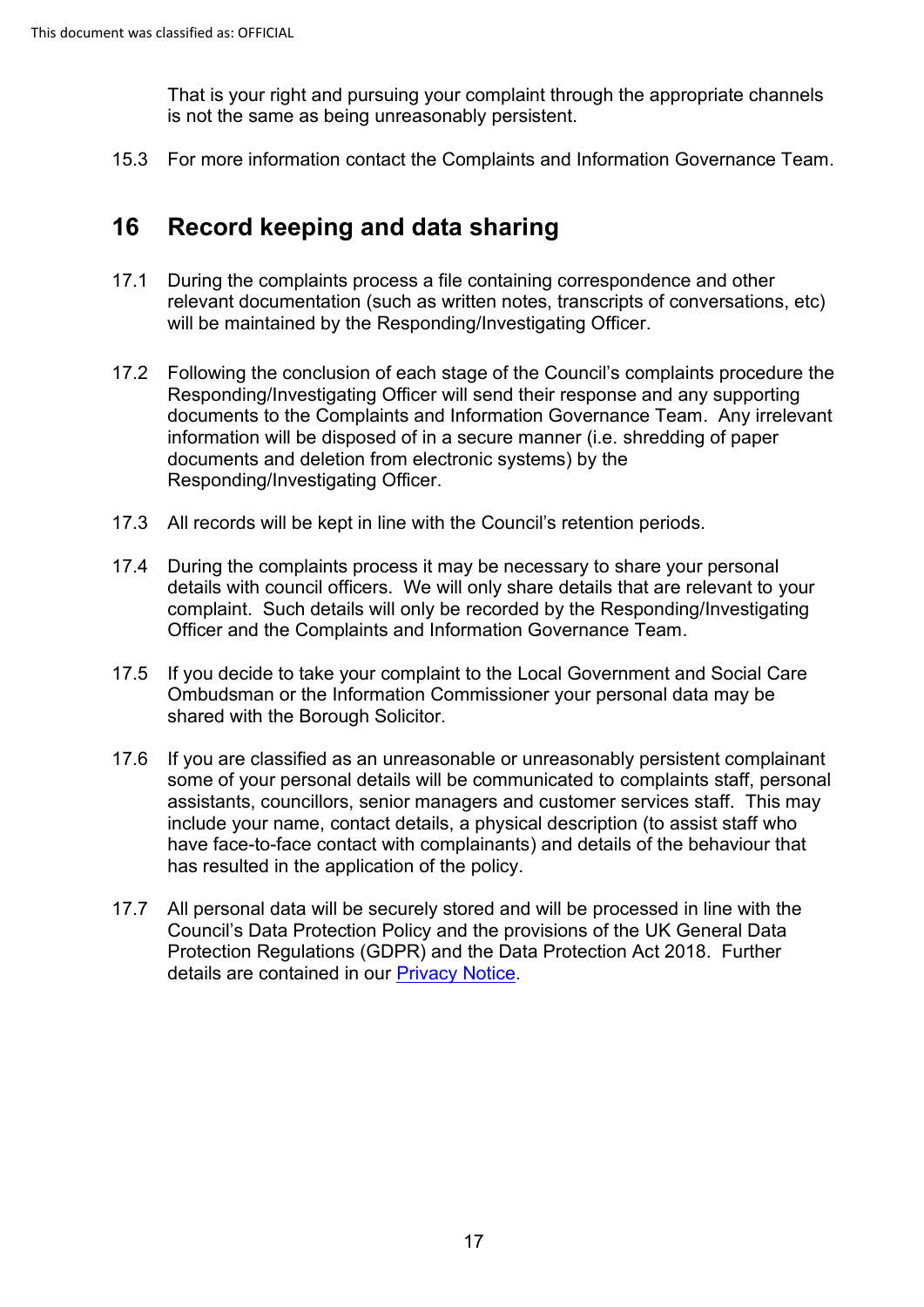That is your right and pursuing your complaint through the appropriate channels is not the same as being unreasonably persistent.

15.3 For more information contact the Complaints and Information Governance Team.

## 16 Record keeping and data sharing

17.1 During the complaints process a file containing correspondence and other relevant documentation (such as written notes, transcripts of conversations, etc) will be maintained by the Responding/Investigating Officer.

17.2 Following the conclusion of each stage of the Council's complaints procedure the Responding/Investigating Officer will send their response and any supporting documents to the Complaints and Information Governance Team. Any irrelevant information will be disposed of in a secure manner (i.e. shredding of paper documents and deletion from electronic systems) by the Responding/Investigating Officer.

17.3 All records will be kept in line with the Council's retention periods.

17.4 During the complaints process it may be necessary to share your personal details with council officers. We will only share details that are relevant to your complaint. Such details will only be recorded by the Responding/Investigating Officer and the Complaints and Information Governance Team.

17.5 If you decide to take your complaint to the Local Government and Social Care Ombudsman or the Information Commissioner your personal data may be shared with the Borough Solicitor.

17.6 If you are classified as an unreasonable or unreasonably persistent complainant some of your personal details will be communicated to complaints staff, personal assistants, councillors, senior managers and customer services staff. This may include your name, contact details, a physical description (to assist staff who have face-to-face contact with complainants) and details of the behaviour that has resulted in the application of the policy.

17.7 All personal data will be securely stored and will be processed in line with the Council's Data Protection Policy and the provisions of the UK General Data Protection Regulations (GDPR) and the Data Protection Act 2018. Further details are contained in our Privacy Notice.